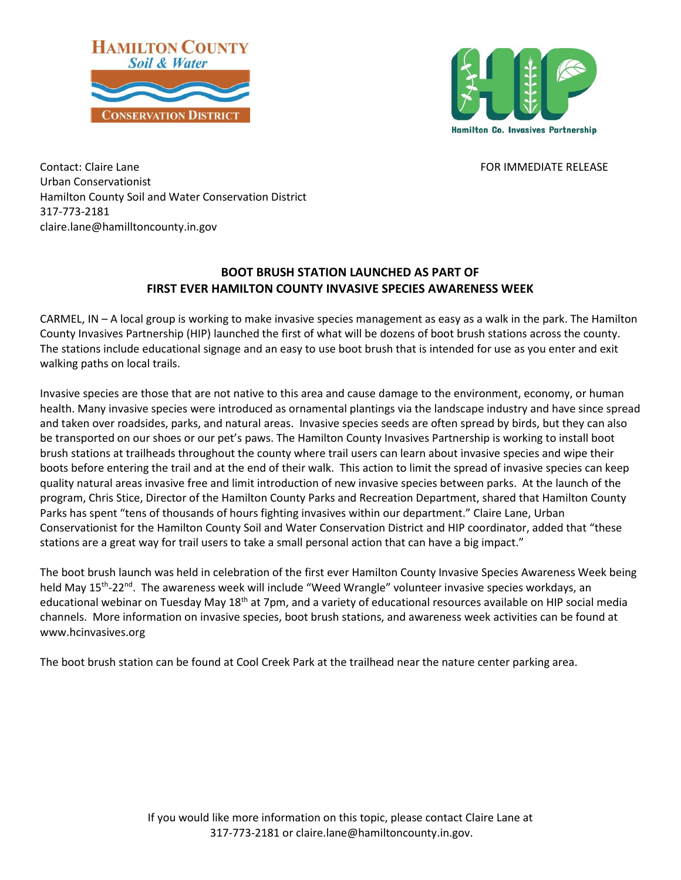HAMILTON COUNTY
*Soil & Water*
CONSERVATION DISTRICT

Hamilton Co. Invasives Partnership

Contact: Claire Lane
Urban Conservationist
Hamilton County Soil and Water Conservation District
317-773-2181
claire.lane@hamilltoncounty.in.gov

FOR IMMEDIATE RELEASE

## BOOT BRUSH STATION LAUNCHED AS PART OF FIRST EVER HAMILTON COUNTY INVASIVE SPECIES AWARENESS WEEK

CARMEL, IN – A local group is working to make invasive species management as easy as a walk in the park. The Hamilton County Invasives Partnership (HIP) launched the first of what will be dozens of boot brush stations across the county. The stations include educational signage and an easy to use boot brush that is intended for use as you enter and exit walking paths on local trails.

Invasive species are those that are not native to this area and cause damage to the environment, economy, or human health. Many invasive species were introduced as ornamental plantings via the landscape industry and have since spread and taken over roadsides, parks, and natural areas. Invasive species seeds are often spread by birds, but they can also be transported on our shoes or our pet's paws. The Hamilton County Invasives Partnership is working to install boot brush stations at trailheads throughout the county where trail users can learn about invasive species and wipe their boots before entering the trail and at the end of their walk. This action to limit the spread of invasive species can keep quality natural areas invasive free and limit introduction of new invasive species between parks. At the launch of the program, Chris Stice, Director of the Hamilton County Parks and Recreation Department, shared that Hamilton County Parks has spent "tens of thousands of hours fighting invasives within our department." Claire Lane, Urban Conservationist for the Hamilton County Soil and Water Conservation District and HIP coordinator, added that "these stations are a great way for trail users to take a small personal action that can have a big impact."

The boot brush launch was held in celebration of the first ever Hamilton County Invasive Species Awareness Week being held May 15th-22nd. The awareness week will include "Weed Wrangle" volunteer invasive species workdays, an educational webinar on Tuesday May 18th at 7pm, and a variety of educational resources available on HIP social media channels. More information on invasive species, boot brush stations, and awareness week activities can be found at www.hcinvasives.org

The boot brush station can be found at Cool Creek Park at the trailhead near the nature center parking area.

If you would like more information on this topic, please contact Claire Lane at 317-773-2181 or claire.lane@hamiltoncounty.in.gov.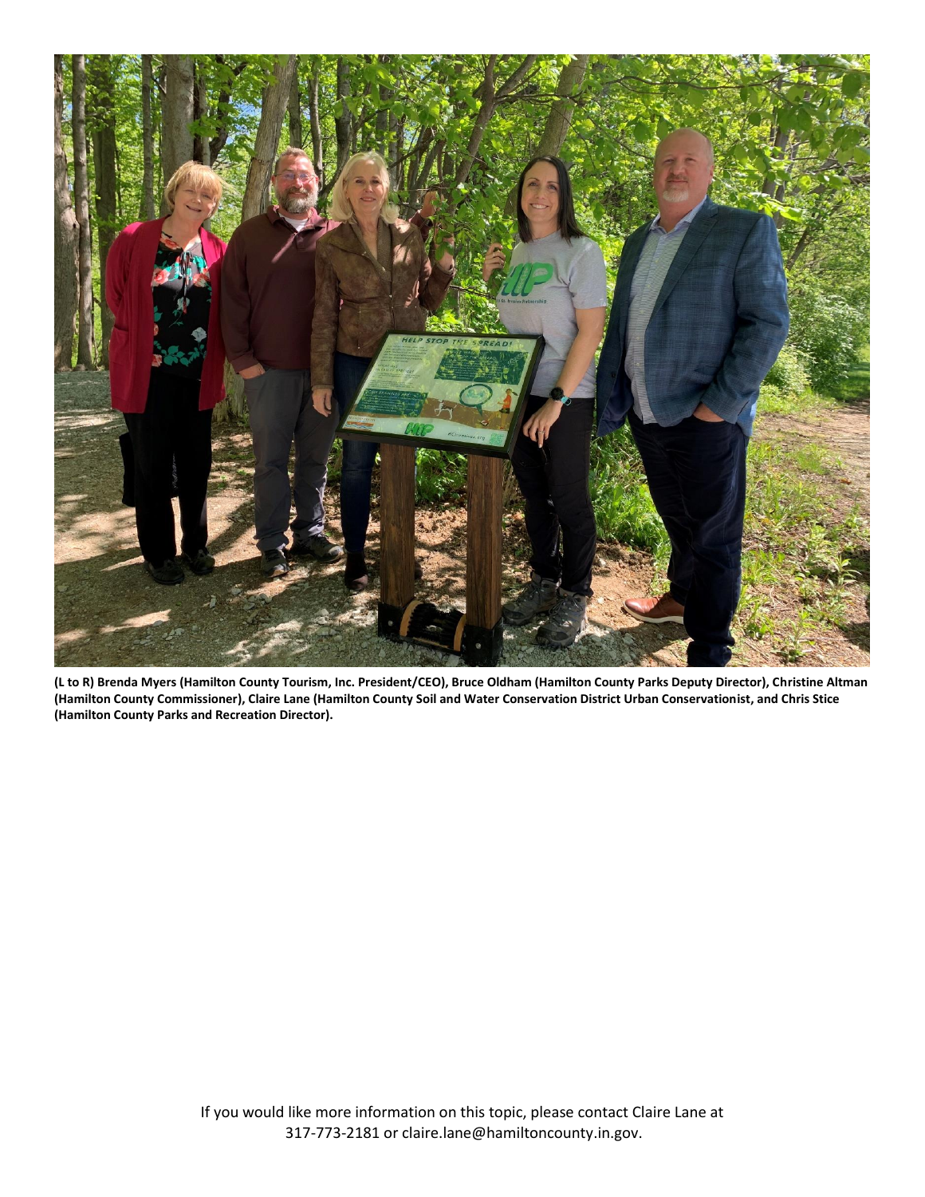**(L to R) Brenda Myers (Hamilton County Tourism, Inc. President/CEO), Bruce Oldham (Hamilton County Parks Deputy Director), Christine Altman (Hamilton County Commissioner), Claire Lane (Hamilton County Soil and Water Conservation District Urban Conservationist, and Chris Stice (Hamilton County Parks and Recreation Director).**

If you would like more information on this topic, please contact Claire Lane at 317-773-2181 or claire.lane@hamiltoncounty.in.gov.